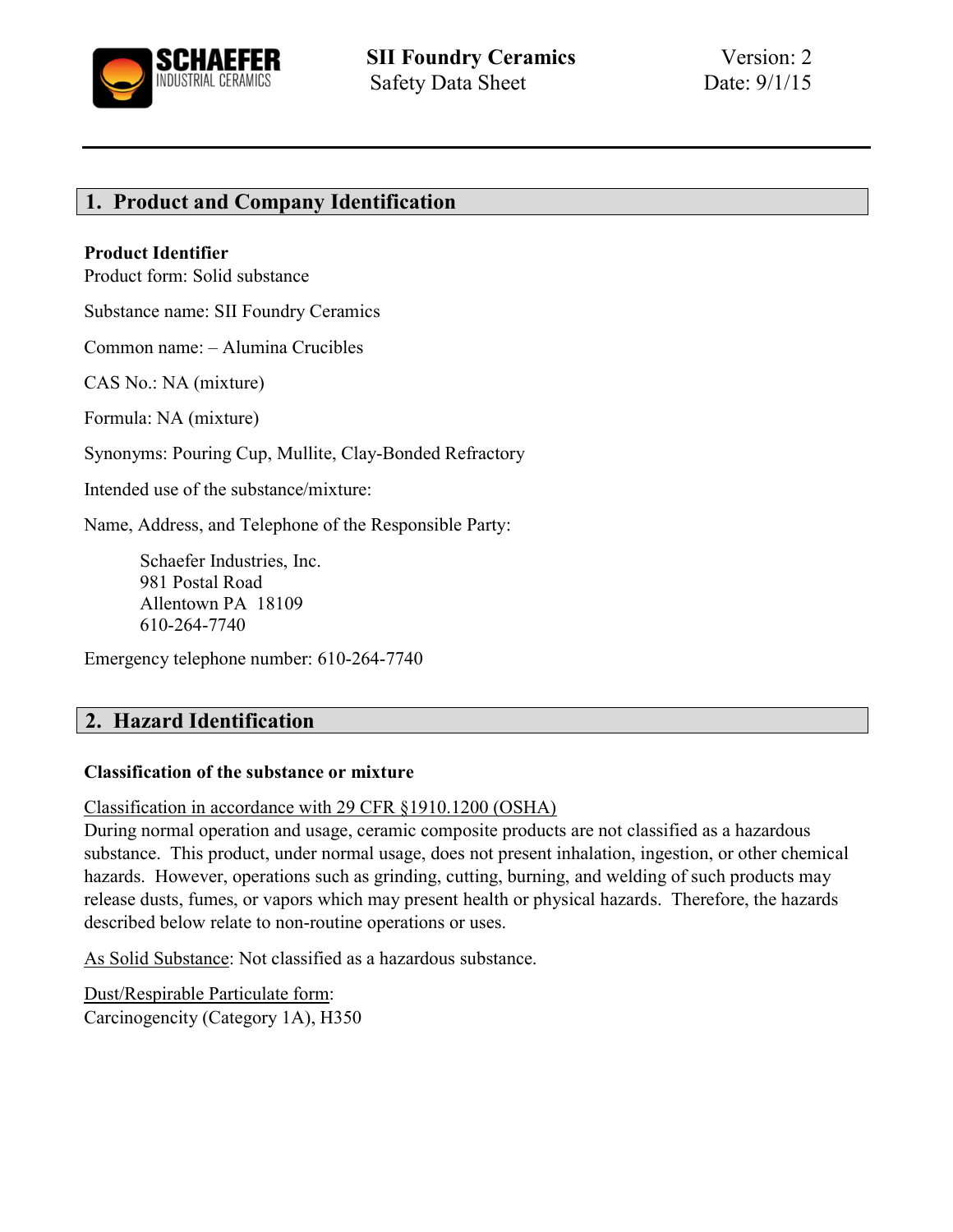# SII Foundry Ceramics
Safety Data Sheet

Version: 2
Date: 9/1/15

## 1. Product and Company Identification

**Product Identifier**

Product form: Solid substance

Substance name: SII Foundry Ceramics

Common name: – Alumina Crucibles

CAS No.: NA (mixture)

Formula: NA (mixture)

Synonyms: Pouring Cup, Mullite, Clay-Bonded Refractory

Intended use of the substance/mixture:

Name, Address, and Telephone of the Responsible Party:

Schaefer Industries, Inc.
981 Postal Road
Allentown PA 18109
610-264-7740

Emergency telephone number: 610-264-7740

## 2. Hazard Identification

**Classification of the substance or mixture**

Classification in accordance with 29 CFR §1910.1200 (OSHA)

During normal operation and usage, ceramic composite products are not classified as a hazardous substance. This product, under normal usage, does not present inhalation, ingestion, or other chemical hazards. However, operations such as grinding, cutting, burning, and welding of such products may release dusts, fumes, or vapors which may present health or physical hazards. Therefore, the hazards described below relate to non-routine operations or uses.

As Solid Substance: Not classified as a hazardous substance.

Dust/Respirable Particulate form:
Carcinogencity (Category 1A), H350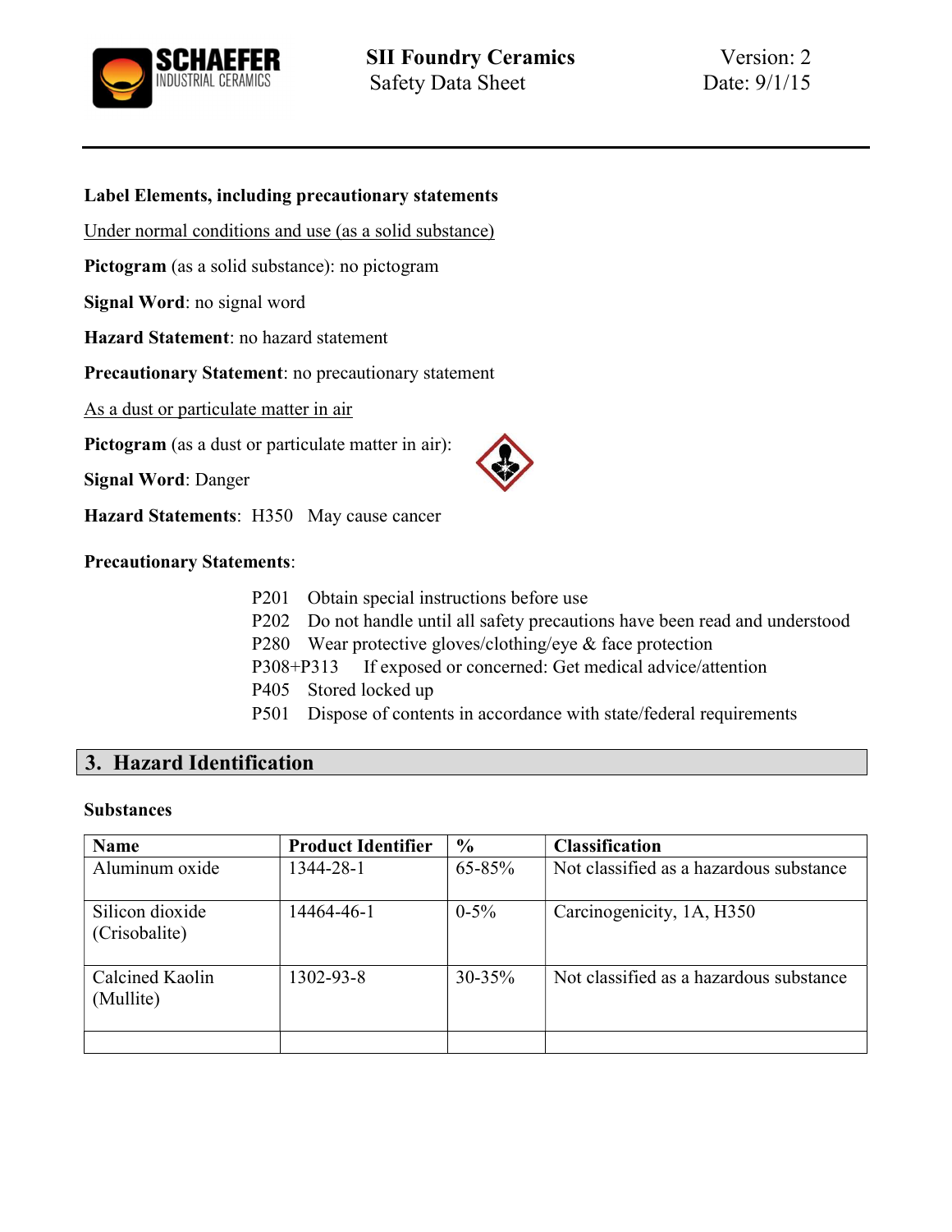**Label Elements, including precautionary statements**

Under normal conditions and use (as a solid substance)

**Pictogram** (as a solid substance): no pictogram

**Signal Word**: no signal word

**Hazard Statement**: no hazard statement

**Precautionary Statement**: no precautionary statement

As a dust or particulate matter in air

**Pictogram** (as a dust or particulate matter in air):

**Signal Word**: Danger

**Hazard Statements**: H350 May cause cancer

**Precautionary Statements**:

- P201 Obtain special instructions before use
- P202 Do not handle until all safety precautions have been read and understood
- P280 Wear protective gloves/clothing/eye & face protection
- P308+P313 If exposed or concerned: Get medical advice/attention
- P405 Stored locked up
- P501 Dispose of contents in accordance with state/federal requirements

## 3. Hazard Identification

**Substances**

| Name | Product Identifier | % | Classification |
|---|---|---|---|
| Aluminum oxide | 1344-28-1 | 65-85% | Not classified as a hazardous substance |
| Silicon dioxide (Crisobalite) | 14464-46-1 | 0-5% | Carcinogenicity, 1A, H350 |
| Calcined Kaolin (Mullite) | 1302-93-8 | 30-35% | Not classified as a hazardous substance |
| | | | |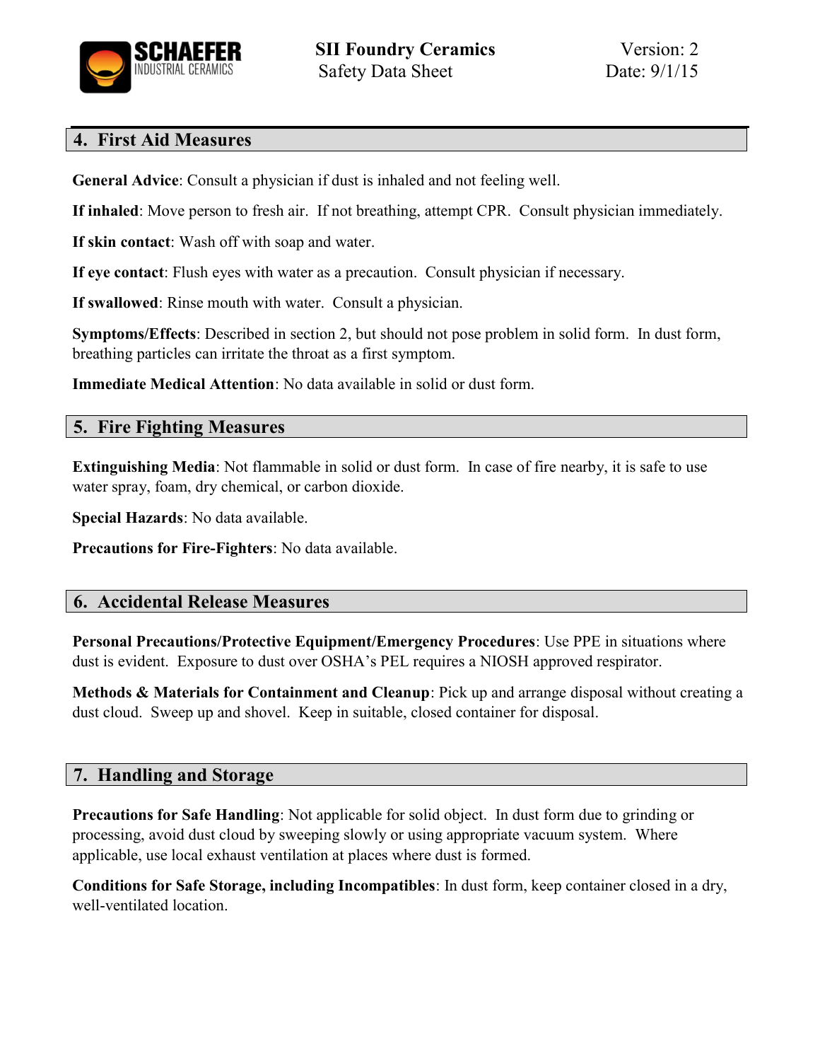## 4. First Aid Measures

**General Advice**: Consult a physician if dust is inhaled and not feeling well.

**If inhaled**: Move person to fresh air. If not breathing, attempt CPR. Consult physician immediately.

**If skin contact**: Wash off with soap and water.

**If eye contact**: Flush eyes with water as a precaution. Consult physician if necessary.

**If swallowed**: Rinse mouth with water. Consult a physician.

**Symptoms/Effects**: Described in section 2, but should not pose problem in solid form. In dust form, breathing particles can irritate the throat as a first symptom.

**Immediate Medical Attention**: No data available in solid or dust form.

## 5. Fire Fighting Measures

**Extinguishing Media**: Not flammable in solid or dust form. In case of fire nearby, it is safe to use water spray, foam, dry chemical, or carbon dioxide.

**Special Hazards**: No data available.

**Precautions for Fire-Fighters**: No data available.

## 6. Accidental Release Measures

**Personal Precautions/Protective Equipment/Emergency Procedures**: Use PPE in situations where dust is evident. Exposure to dust over OSHA's PEL requires a NIOSH approved respirator.

**Methods & Materials for Containment and Cleanup**: Pick up and arrange disposal without creating a dust cloud. Sweep up and shovel. Keep in suitable, closed container for disposal.

## 7. Handling and Storage

**Precautions for Safe Handling**: Not applicable for solid object. In dust form due to grinding or processing, avoid dust cloud by sweeping slowly or using appropriate vacuum system. Where applicable, use local exhaust ventilation at places where dust is formed.

**Conditions for Safe Storage, including Incompatibles**: In dust form, keep container closed in a dry, well-ventilated location.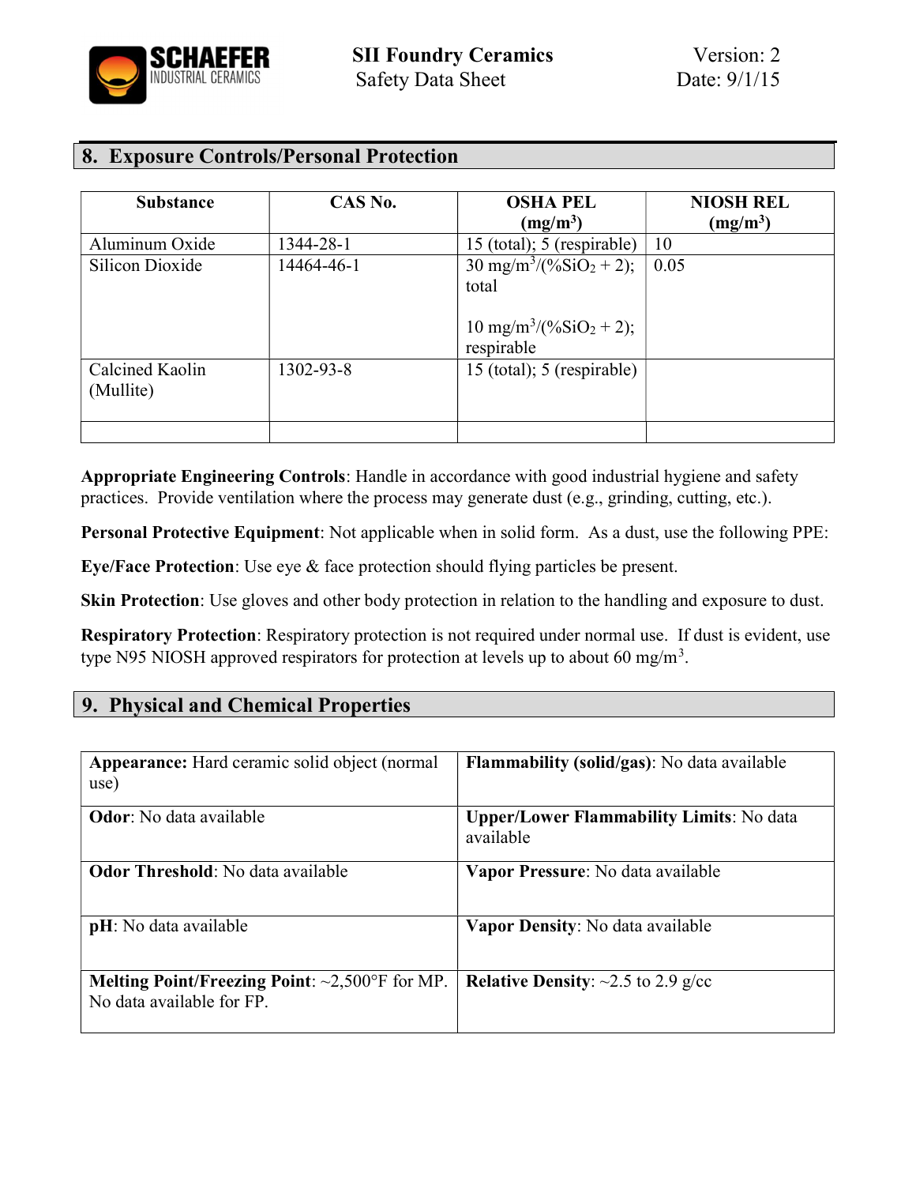## 8. Exposure Controls/Personal Protection

| Substance | CAS No. | OSHA PEL ($mg/m^3$) | NIOSH REL ($mg/m^3$) |
|---|---|---|---|
| Aluminum Oxide | 1344-28-1 | 15 (total); 5 (respirable) | 10 |
| Silicon Dioxide | 14464-46-1 | 30 $mg/m^3/(\%SiO_2 + 2)$; total<br><br>10 $mg/m^3/(\%SiO_2 + 2)$; respirable | 0.05 |
| Calcined Kaolin (Mullite) | 1302-93-8 | 15 (total); 5 (respirable) | |
| | | | |

**Appropriate Engineering Controls**: Handle in accordance with good industrial hygiene and safety practices. Provide ventilation where the process may generate dust (e.g., grinding, cutting, etc.).

**Personal Protective Equipment**: Not applicable when in solid form. As a dust, use the following PPE:

**Eye/Face Protection**: Use eye & face protection should flying particles be present.

**Skin Protection**: Use gloves and other body protection in relation to the handling and exposure to dust.

**Respiratory Protection**: Respiratory protection is not required under normal use. If dust is evident, use type N95 NIOSH approved respirators for protection at levels up to about 60 $mg/m^3$.

## 9. Physical and Chemical Properties

| | |
|---|---|
| **Appearance:** Hard ceramic solid object (normal use) | **Flammability (solid/gas)**: No data available |
| **Odor**: No data available | **Upper/Lower Flammability Limits**: No data available |
| **Odor Threshold**: No data available | **Vapor Pressure**: No data available |
| **pH**: No data available | **Vapor Density**: No data available |
| **Melting Point/Freezing Point**: ~2,500°F for MP. No data available for FP. | **Relative Density**: ~2.5 to 2.9 g/cc |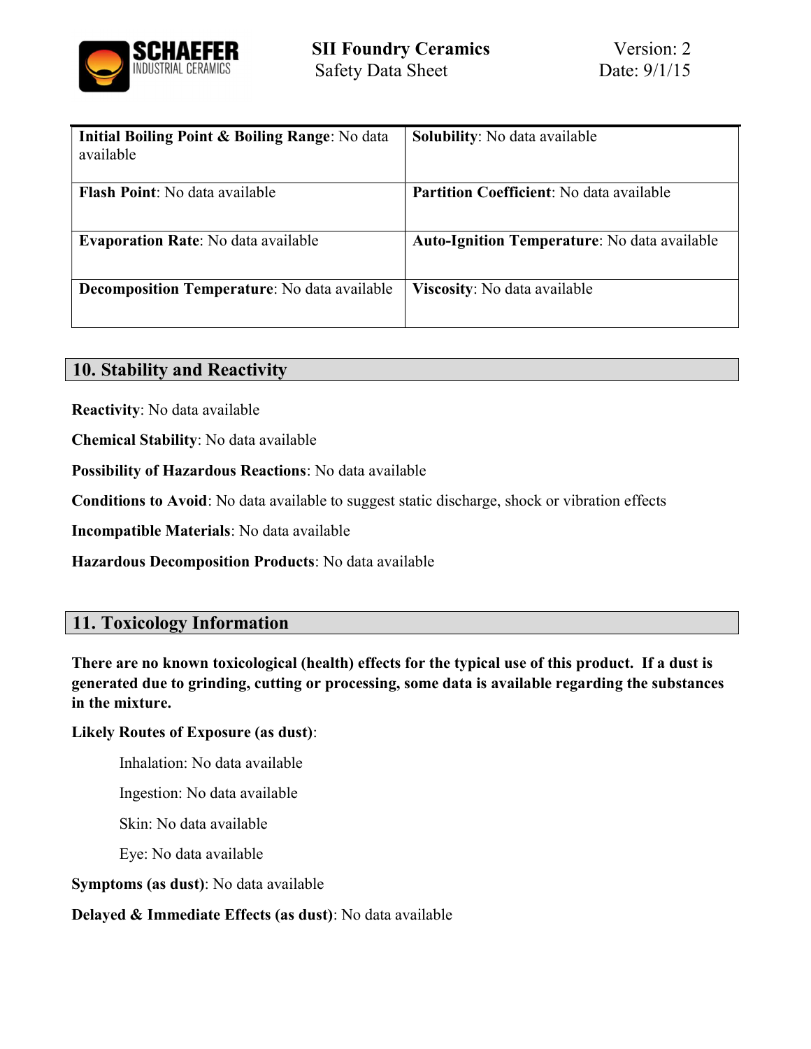| **Initial Boiling Point & Boiling Range**: No data available | **Solubility**: No data available |
|---|---|
| **Flash Point**: No data available | **Partition Coefficient**: No data available |
| **Evaporation Rate**: No data available | **Auto-Ignition Temperature**: No data available |
| **Decomposition Temperature**: No data available | **Viscosity**: No data available |

## 10. Stability and Reactivity

**Reactivity**: No data available

**Chemical Stability**: No data available

**Possibility of Hazardous Reactions**: No data available

**Conditions to Avoid**: No data available to suggest static discharge, shock or vibration effects

**Incompatible Materials**: No data available

**Hazardous Decomposition Products**: No data available

## 11. Toxicology Information

**There are no known toxicological (health) effects for the typical use of this product. If a dust is generated due to grinding, cutting or processing, some data is available regarding the substances in the mixture.**

**Likely Routes of Exposure (as dust)**:

- Inhalation: No data available
- Ingestion: No data available
- Skin: No data available
- Eye: No data available

**Symptoms (as dust)**: No data available

**Delayed & Immediate Effects (as dust)**: No data available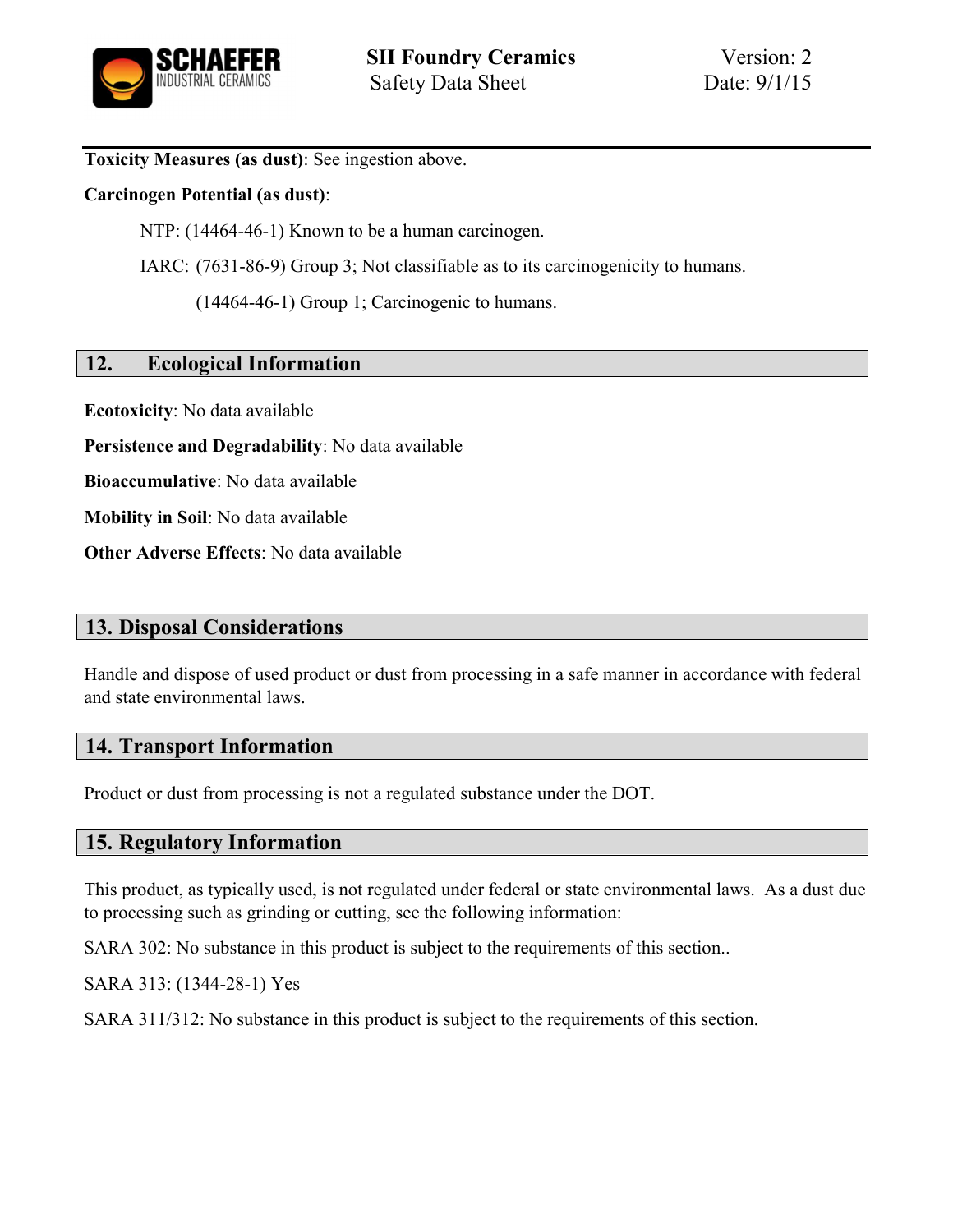**Toxicity Measures (as dust)**: See ingestion above.

**Carcinogen Potential (as dust)**:

NTP: (14464-46-1) Known to be a human carcinogen.

IARC: (7631-86-9) Group 3; Not classifiable as to its carcinogenicity to humans.

(14464-46-1) Group 1; Carcinogenic to humans.

## 12. Ecological Information

**Ecotoxicity**: No data available

**Persistence and Degradability**: No data available

**Bioaccumulative**: No data available

**Mobility in Soil**: No data available

**Other Adverse Effects**: No data available

## 13. Disposal Considerations

Handle and dispose of used product or dust from processing in a safe manner in accordance with federal and state environmental laws.

## 14. Transport Information

Product or dust from processing is not a regulated substance under the DOT.

## 15. Regulatory Information

This product, as typically used, is not regulated under federal or state environmental laws. As a dust due to processing such as grinding or cutting, see the following information:

SARA 302: No substance in this product is subject to the requirements of this section..

SARA 313: (1344-28-1) Yes

SARA 311/312: No substance in this product is subject to the requirements of this section.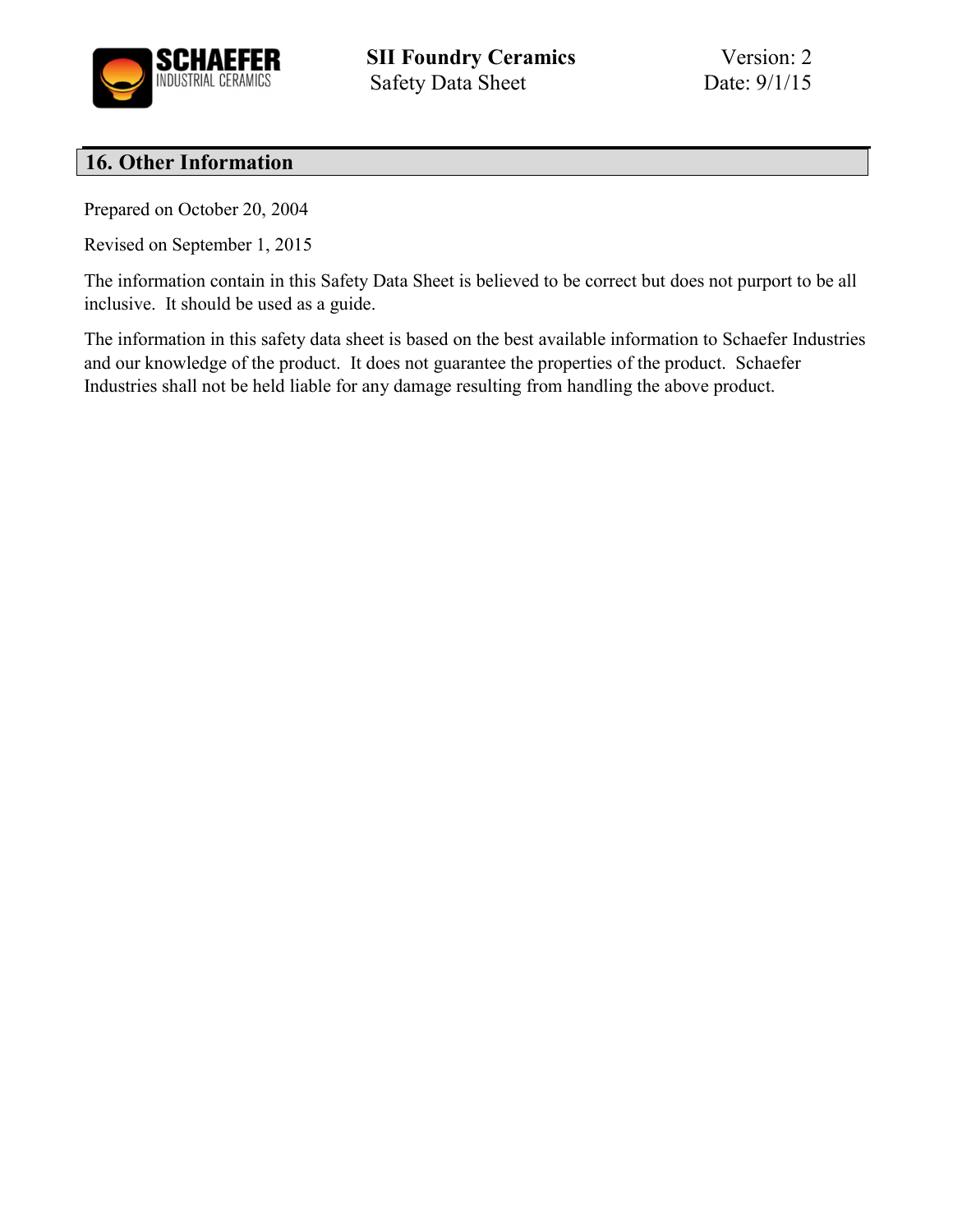## 16. Other Information

Prepared on October 20, 2004

Revised on September 1, 2015

The information contain in this Safety Data Sheet is believed to be correct but does not purport to be all inclusive. It should be used as a guide.

The information in this safety data sheet is based on the best available information to Schaefer Industries and our knowledge of the product. It does not guarantee the properties of the product. Schaefer Industries shall not be held liable for any damage resulting from handling the above product.